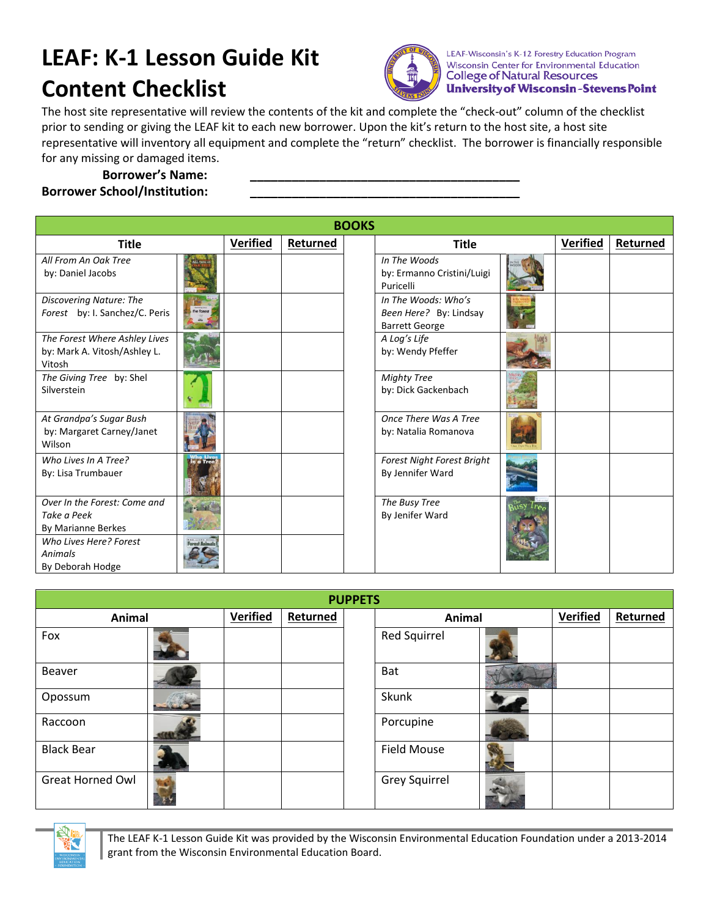# LEAF: K-1 Lesson Guide Kit Content Checklist

LEAF-Wisconsin's K-12 Forestry Education Program
Wisconsin Center for Environmental Education
College of Natural Resources
University of Wisconsin-Stevens Point

The host site representative will review the contents of the kit and complete the "check-out" column of the checklist prior to sending or giving the LEAF kit to each new borrower. Upon the kit's return to the host site, a host site representative will inventory all equipment and complete the "return" checklist. The borrower is financially responsible for any missing or damaged items.

**Borrower's Name:** ________________________________________

**Borrower School/Institution:** ________________________________________

| BOOKS | | | | | | |
|---|---|---|---|---|---|---|
| **Title** | **Verified** | **Returned** | | **Title** | **Verified** | **Returned** |
| *All From An Oak Tree* by: Daniel Jacobs | | | | *In The Woods* by: Ermanno Cristini/Luigi Puricelli | | |
| *Discovering Nature: The Forest* by: I. Sanchez/C. Peris | | | | *In The Woods: Who's Been Here?* By: Lindsay Barrett George | | |
| *The Forest Where Ashley Lives* by: Mark A. Vitosh/Ashley L. Vitosh | | | | *A Log's Life* by: Wendy Pfeffer | | |
| *The Giving Tree* by: Shel Silverstein | | | | *Mighty Tree* by: Dick Gackenbach | | |
| *At Grandpa's Sugar Bush* by: Margaret Carney/Janet Wilson | | | | *Once There Was A Tree* by: Natalia Romanova | | |
| *Who Lives In A Tree?* By: Lisa Trumbauer | | | | *Forest Night Forest Bright* By Jennifer Ward | | |
| *Over In the Forest: Come and Take a Peek* By Marianne Berkes | | | | *The Busy Tree* By Jenifer Ward | | |
| *Who Lives Here? Forest Animals* By Deborah Hodge | | | | | | |

| PUPPETS | | | | | | |
|---|---|---|---|---|---|---|
| **Animal** | **Verified** | **Returned** | | **Animal** | **Verified** | **Returned** |
| Fox | | | | Red Squirrel | | |
| Beaver | | | | Bat | | |
| Opossum | | | | Skunk | | |
| Raccoon | | | | Porcupine | | |
| Black Bear | | | | Field Mouse | | |
| Great Horned Owl | | | | Grey Squirrel | | |

The LEAF K-1 Lesson Guide Kit was provided by the Wisconsin Environmental Education Foundation under a 2013-2014 grant from the Wisconsin Environmental Education Board.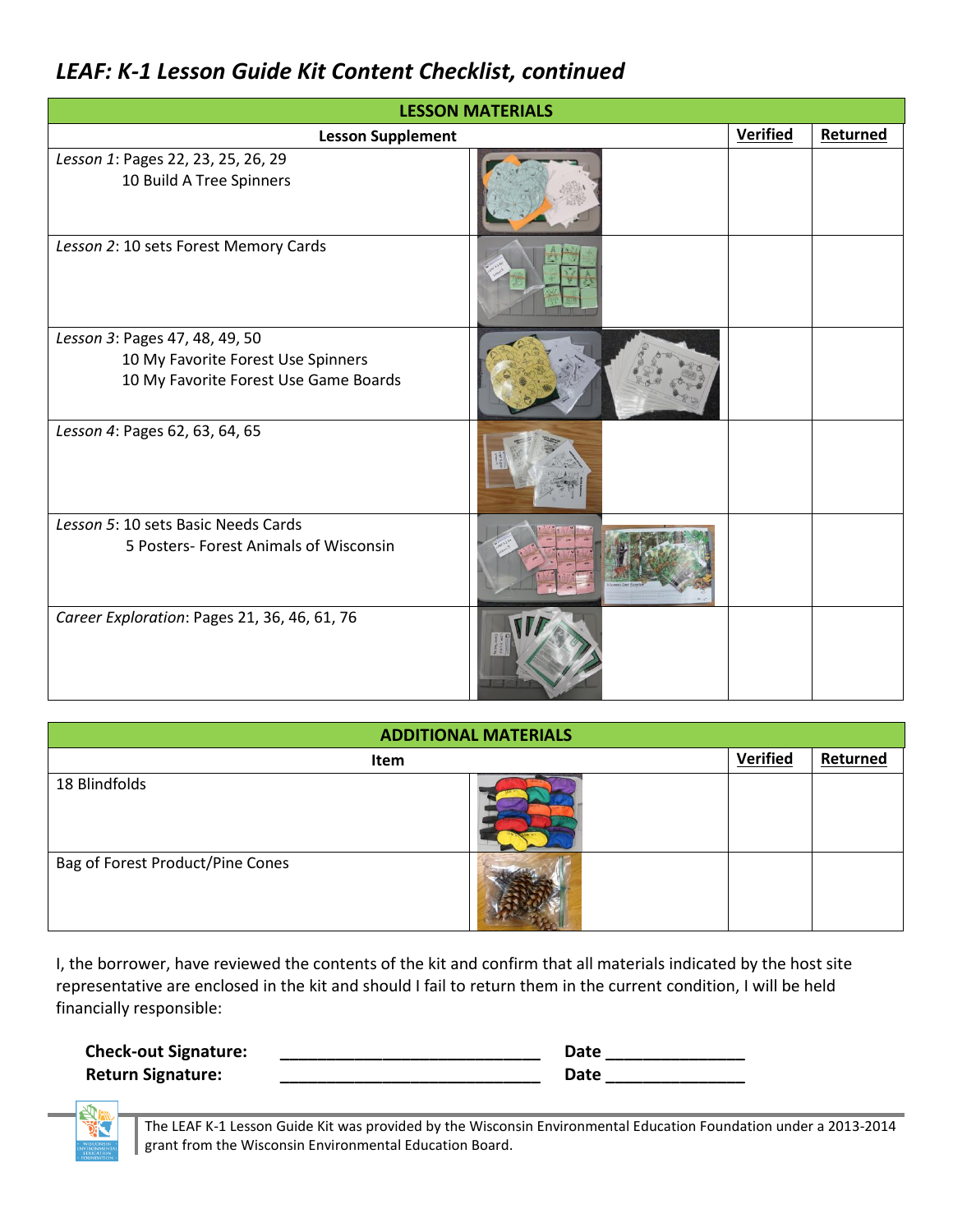## *LEAF: K-1 Lesson Guide Kit Content Checklist, continued*

| LESSON MATERIALS | | | |
|---|---|---|---|
| **Lesson Supplement** | | **Verified** | **Returned** |
| *Lesson 1*: Pages 22, 23, 25, 26, 29<br>10 Build A Tree Spinners | | | |
| *Lesson 2*: 10 sets Forest Memory Cards | | | |
| *Lesson 3*: Pages 47, 48, 49, 50<br>10 My Favorite Forest Use Spinners<br>10 My Favorite Forest Use Game Boards | | | |
| *Lesson 4*: Pages 62, 63, 64, 65 | | | |
| *Lesson 5*: 10 sets Basic Needs Cards<br>5 Posters- Forest Animals of Wisconsin | | | |
| *Career Exploration*: Pages 21, 36, 46, 61, 76 | | | |

| ADDITIONAL MATERIALS | | | |
|---|---|---|---|
| **Item** | | **Verified** | **Returned** |
| 18 Blindfolds | | | |
| Bag of Forest Product/Pine Cones | | | |

I, the borrower, have reviewed the contents of the kit and confirm that all materials indicated by the host site representative are enclosed in the kit and should I fail to return them in the current condition, I will be held financially responsible:

**Check-out Signature:** ______________________________ Date _______________

**Return Signature:** ______________________________ Date _______________

The LEAF K-1 Lesson Guide Kit was provided by the Wisconsin Environmental Education Foundation under a 2013-2014 grant from the Wisconsin Environmental Education Board.